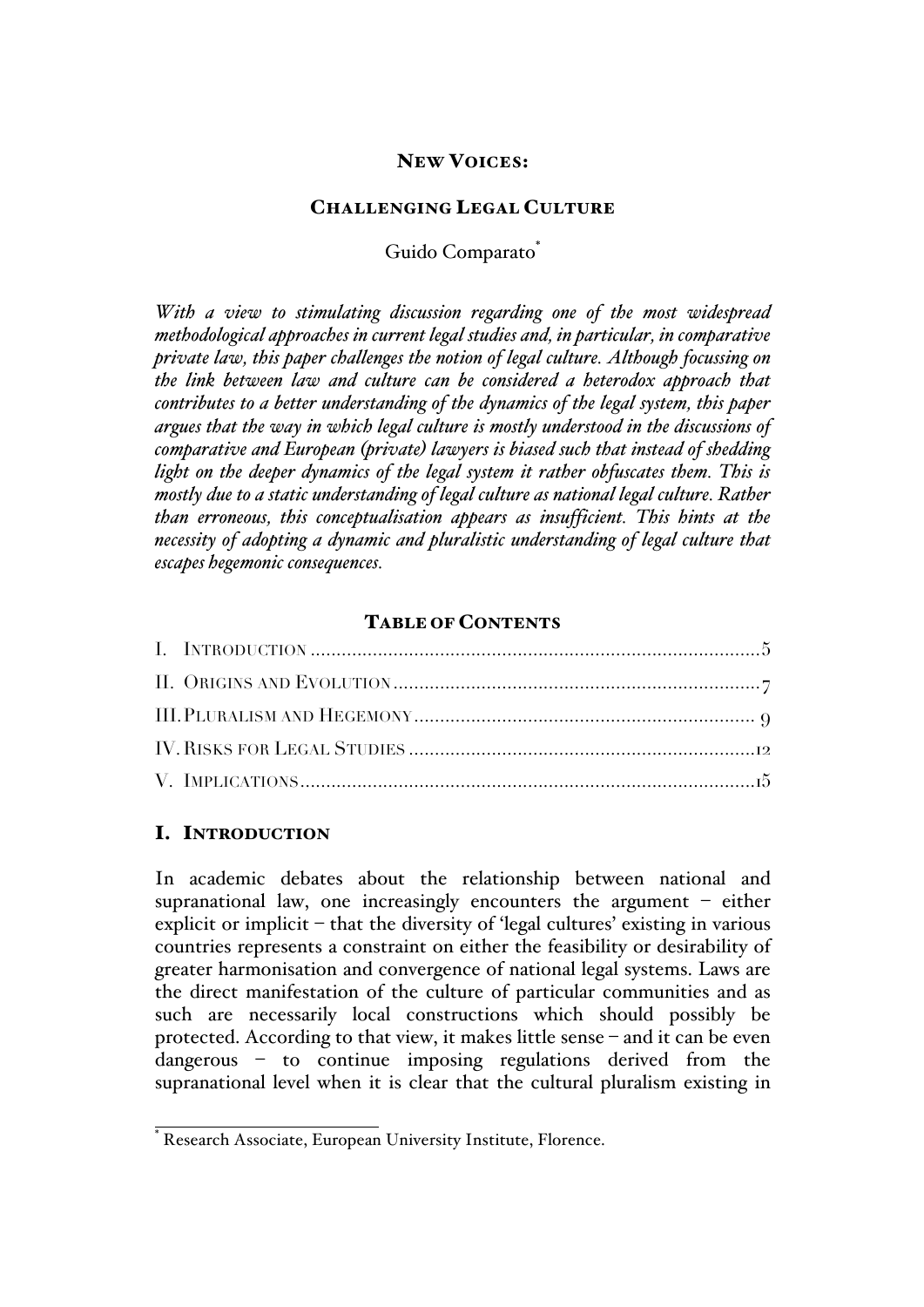# NEW VOICES:

## CHALLENGING LEGAL CULTURE

Guido Comparato*

*With a view to stimulating discussion regarding one of the most widespread methodological approaches in current legal studies and, in particular, in comparative private law, this paper challenges the notion of legal culture. Although focussing on the link between law and culture can be considered a heterodox approach that contributes to a better understanding of the dynamics of the legal system, this paper argues that the way in which legal culture is mostly understood in the discussions of comparative and European (private) lawyers is biased such that instead of shedding light on the deeper dynamics of the legal system it rather obfuscates them. This is mostly due to a static understanding of legal culture as national legal culture. Rather than erroneous, this conceptualisation appears as insufficient. This hints at the necessity of adopting a dynamic and pluralistic understanding of legal culture that escapes hegemonic consequences.*

### TABLE OF CONTENTS

I. INTRODUCTION ........................................................................................5
II. ORIGINS AND EVOLUTION.......................................................................7
III. PLURALISM AND HEGEMONY................................................................ 9
IV. RISKS FOR LEGAL STUDIES ...................................................................12
V. IMPLICATIONS........................................................................................15

## I. INTRODUCTION

In academic debates about the relationship between national and supranational law, one increasingly encounters the argument – either explicit or implicit – that the diversity of 'legal cultures' existing in various countries represents a constraint on either the feasibility or desirability of greater harmonisation and convergence of national legal systems. Laws are the direct manifestation of the culture of particular communities and as such are necessarily local constructions which should possibly be protected. According to that view, it makes little sense – and it can be even dangerous – to continue imposing regulations derived from the supranational level when it is clear that the cultural pluralism existing in

* Research Associate, European University Institute, Florence.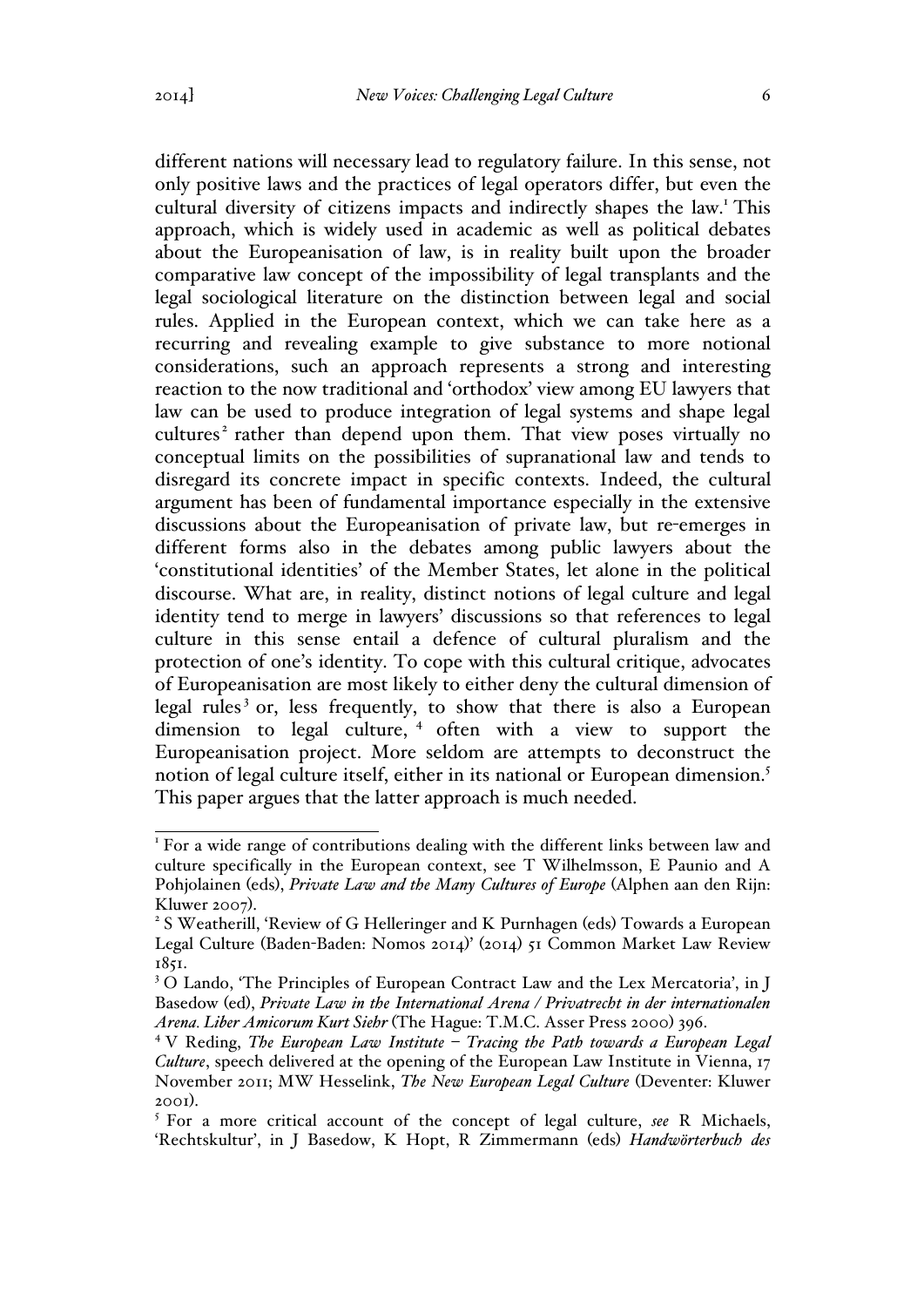different nations will necessary lead to regulatory failure. In this sense, not only positive laws and the practices of legal operators differ, but even the cultural diversity of citizens impacts and indirectly shapes the law.[1] This approach, which is widely used in academic as well as political debates about the Europeanisation of law, is in reality built upon the broader comparative law concept of the impossibility of legal transplants and the legal sociological literature on the distinction between legal and social rules. Applied in the European context, which we can take here as a recurring and revealing example to give substance to more notional considerations, such an approach represents a strong and interesting reaction to the now traditional and 'orthodox' view among EU lawyers that law can be used to produce integration of legal systems and shape legal cultures[2] rather than depend upon them. That view poses virtually no conceptual limits on the possibilities of supranational law and tends to disregard its concrete impact in specific contexts. Indeed, the cultural argument has been of fundamental importance especially in the extensive discussions about the Europeanisation of private law, but re-emerges in different forms also in the debates among public lawyers about the 'constitutional identities' of the Member States, let alone in the political discourse. What are, in reality, distinct notions of legal culture and legal identity tend to merge in lawyers' discussions so that references to legal culture in this sense entail a defence of cultural pluralism and the protection of one's identity. To cope with this cultural critique, advocates of Europeanisation are most likely to either deny the cultural dimension of legal rules[3] or, less frequently, to show that there is also a European dimension to legal culture,[4] often with a view to support the Europeanisation project. More seldom are attempts to deconstruct the notion of legal culture itself, either in its national or European dimension.[5] This paper argues that the latter approach is much needed.

---

[1] For a wide range of contributions dealing with the different links between law and culture specifically in the European context, see T Wilhelmsson, E Paunio and A Pohjolainen (eds), *Private Law and the Many Cultures of Europe* (Alphen aan den Rijn: Kluwer 2007).

[2] S Weatherill, 'Review of G Helleringer and K Purnhagen (eds) Towards a European Legal Culture (Baden-Baden: Nomos 2014)' (2014) 51 Common Market Law Review 1851.

[3] O Lando, 'The Principles of European Contract Law and the Lex Mercatoria', in J Basedow (ed), *Private Law in the International Arena / Privatrecht in der internationalen Arena. Liber Amicorum Kurt Siehr* (The Hague: T.M.C. Asser Press 2000) 396.

[4] V Reding, *The European Law Institute – Tracing the Path towards a European Legal Culture*, speech delivered at the opening of the European Law Institute in Vienna, 17 November 2011; MW Hesselink, *The New European Legal Culture* (Deventer: Kluwer 2001).

[5] For a more critical account of the concept of legal culture, *see* R Michaels, 'Rechtskultur', in J Basedow, K Hopt, R Zimmermann (eds) *Handwörterbuch des*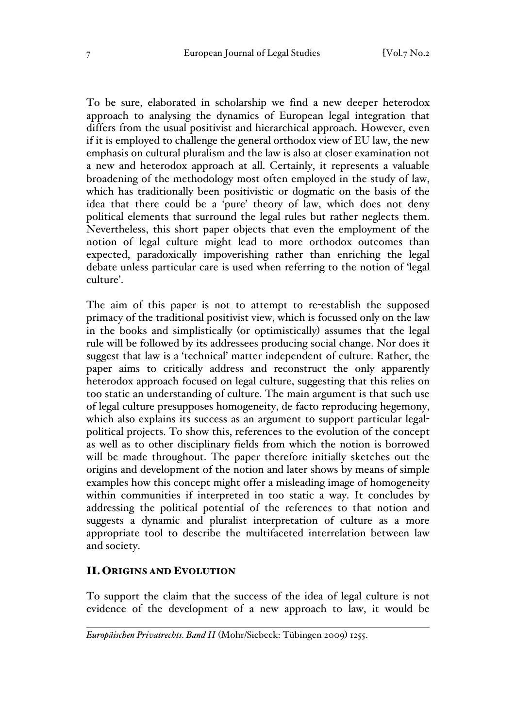To be sure, elaborated in scholarship we find a new deeper heterodox approach to analysing the dynamics of European legal integration that differs from the usual positivist and hierarchical approach. However, even if it is employed to challenge the general orthodox view of EU law, the new emphasis on cultural pluralism and the law is also at closer examination not a new and heterodox approach at all. Certainly, it represents a valuable broadening of the methodology most often employed in the study of law, which has traditionally been positivistic or dogmatic on the basis of the idea that there could be a 'pure' theory of law, which does not deny political elements that surround the legal rules but rather neglects them. Nevertheless, this short paper objects that even the employment of the notion of legal culture might lead to more orthodox outcomes than expected, paradoxically impoverishing rather than enriching the legal debate unless particular care is used when referring to the notion of 'legal culture'.

The aim of this paper is not to attempt to re-establish the supposed primacy of the traditional positivist view, which is focussed only on the law in the books and simplistically (or optimistically) assumes that the legal rule will be followed by its addressees producing social change. Nor does it suggest that law is a 'technical' matter independent of culture. Rather, the paper aims to critically address and reconstruct the only apparently heterodox approach focused on legal culture, suggesting that this relies on too static an understanding of culture. The main argument is that such use of legal culture presupposes homogeneity, de facto reproducing hegemony, which also explains its success as an argument to support particular legal-political projects. To show this, references to the evolution of the concept as well as to other disciplinary fields from which the notion is borrowed will be made throughout. The paper therefore initially sketches out the origins and development of the notion and later shows by means of simple examples how this concept might offer a misleading image of homogeneity within communities if interpreted in too static a way. It concludes by addressing the political potential of the references to that notion and suggests a dynamic and pluralist interpretation of culture as a more appropriate tool to describe the multifaceted interrelation between law and society.

## II. Origins and Evolution

To support the claim that the success of the idea of legal culture is not evidence of the development of a new approach to law, it would be

---

*Europäischen Privatrechts. Band II* (Mohr/Siebeck: Tübingen 2009) 1255.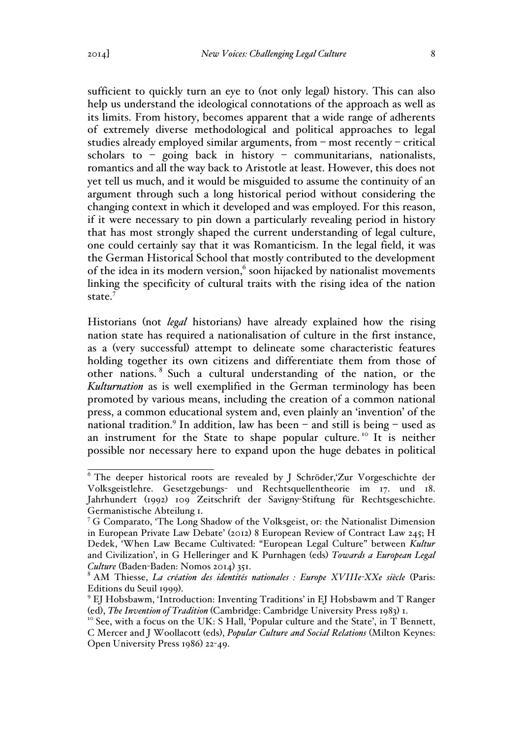sufficient to quickly turn an eye to (not only legal) history. This can also help us understand the ideological connotations of the approach as well as its limits. From history, becomes apparent that a wide range of adherents of extremely diverse methodological and political approaches to legal studies already employed similar arguments, from – most recently – critical scholars to – going back in history – communitarians, nationalists, romantics and all the way back to Aristotle at least. However, this does not yet tell us much, and it would be misguided to assume the continuity of an argument through such a long historical period without considering the changing context in which it developed and was employed. For this reason, if it were necessary to pin down a particularly revealing period in history that has most strongly shaped the current understanding of legal culture, one could certainly say that it was Romanticism. In the legal field, it was the German Historical School that mostly contributed to the development of the idea in its modern version,[6] soon hijacked by nationalist movements linking the specificity of cultural traits with the rising idea of the nation state.[7]

Historians (not *legal* historians) have already explained how the rising nation state has required a nationalisation of culture in the first instance, as a (very successful) attempt to delineate some characteristic features holding together its own citizens and differentiate them from those of other nations.[8] Such a cultural understanding of the nation, or the *Kulturnation* as is well exemplified in the German terminology has been promoted by various means, including the creation of a common national press, a common educational system and, even plainly an 'invention' of the national tradition.[9] In addition, law has been – and still is being – used as an instrument for the State to shape popular culture.[10] It is neither possible nor necessary here to expand upon the huge debates in political

---

[6] The deeper historical roots are revealed by J Schröder,'Zur Vorgeschichte der Volksgeistlehre. Gesetzgebungs- und Rechtsquellentheorie im 17. und 18. Jahrhundert (1992) 109 Zeitschrift der Savigny-Stiftung für Rechtsgeschichte. Germanistische Abteilung 1.

[7] G Comparato, 'The Long Shadow of the Volksgeist, or: the Nationalist Dimension in European Private Law Debate' (2012) 8 European Review of Contract Law 245; H Dedek, 'When Law Became Cultivated: "European Legal Culture" between *Kultur* and Civilization', in G Helleringer and K Purnhagen (eds) *Towards a European Legal Culture* (Baden-Baden: Nomos 2014) 351.

[8] AM Thiesse, *La création des identités nationales : Europe XVIIIe-XXe siècle* (Paris: Editions du Seuil 1999).

[9] EJ Hobsbawm, 'Introduction: Inventing Traditions' in EJ Hobsbawm and T Ranger (ed), *The Invention of Tradition* (Cambridge: Cambridge University Press 1983) 1.

[10] See, with a focus on the UK: S Hall, 'Popular culture and the State', in T Bennett, C Mercer and J Woollacott (eds), *Popular Culture and Social Relations* (Milton Keynes: Open University Press 1986) 22-49.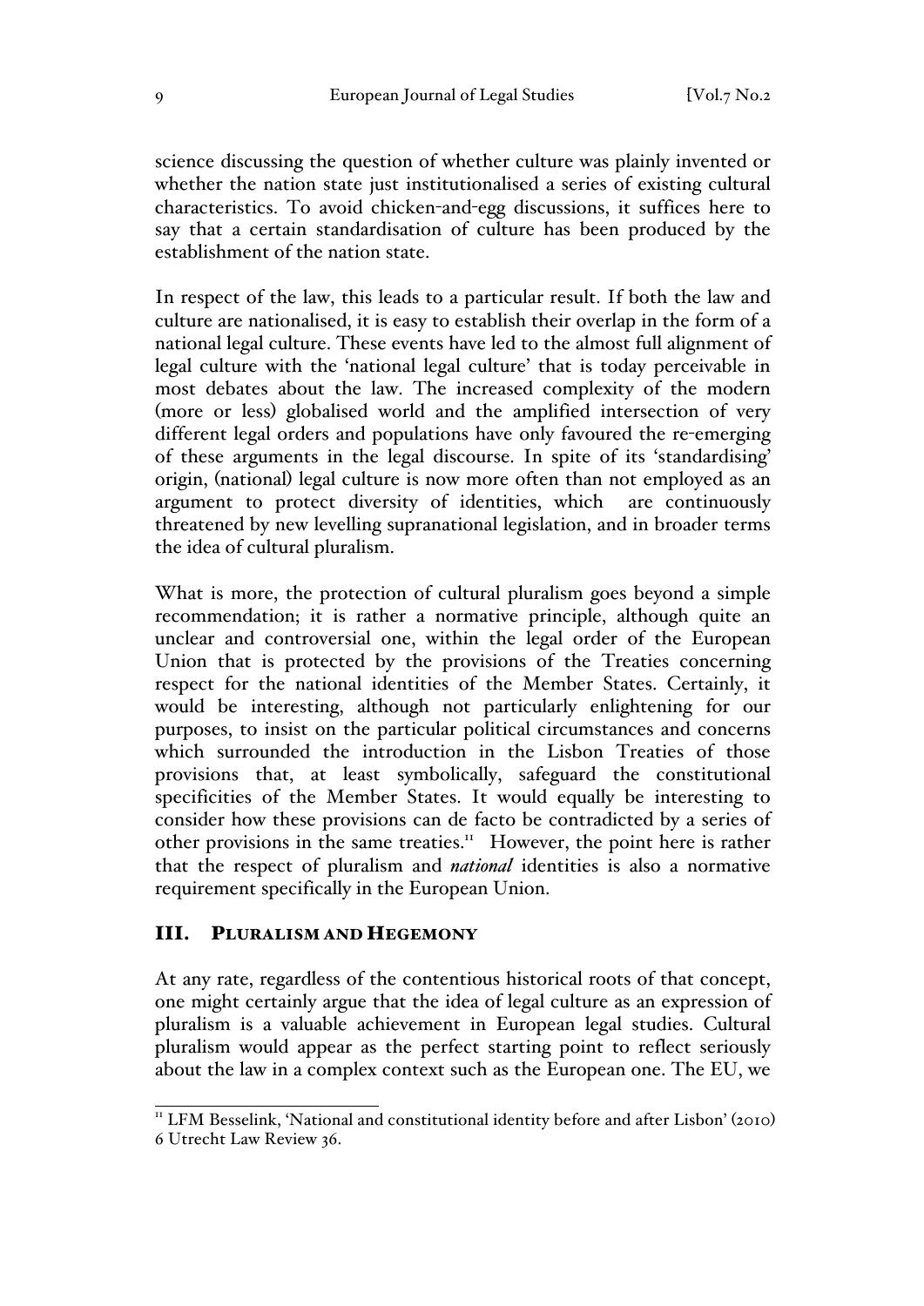science discussing the question of whether culture was plainly invented or whether the nation state just institutionalised a series of existing cultural characteristics. To avoid chicken-and-egg discussions, it suffices here to say that a certain standardisation of culture has been produced by the establishment of the nation state.

In respect of the law, this leads to a particular result. If both the law and culture are nationalised, it is easy to establish their overlap in the form of a national legal culture. These events have led to the almost full alignment of legal culture with the 'national legal culture' that is today perceivable in most debates about the law. The increased complexity of the modern (more or less) globalised world and the amplified intersection of very different legal orders and populations have only favoured the re-emerging of these arguments in the legal discourse. In spite of its 'standardising' origin, (national) legal culture is now more often than not employed as an argument to protect diversity of identities, which are continuously threatened by new levelling supranational legislation, and in broader terms the idea of cultural pluralism.

What is more, the protection of cultural pluralism goes beyond a simple recommendation; it is rather a normative principle, although quite an unclear and controversial one, within the legal order of the European Union that is protected by the provisions of the Treaties concerning respect for the national identities of the Member States. Certainly, it would be interesting, although not particularly enlightening for our purposes, to insist on the particular political circumstances and concerns which surrounded the introduction in the Lisbon Treaties of those provisions that, at least symbolically, safeguard the constitutional specificities of the Member States. It would equally be interesting to consider how these provisions can de facto be contradicted by a series of other provisions in the same treaties.[11] However, the point here is rather that the respect of pluralism and *national* identities is also a normative requirement specifically in the European Union.

## III. Pluralism and Hegemony

At any rate, regardless of the contentious historical roots of that concept, one might certainly argue that the idea of legal culture as an expression of pluralism is a valuable achievement in European legal studies. Cultural pluralism would appear as the perfect starting point to reflect seriously about the law in a complex context such as the European one. The EU, we

---

[11] LFM Besselink, 'National and constitutional identity before and after Lisbon' (2010) 6 Utrecht Law Review 36.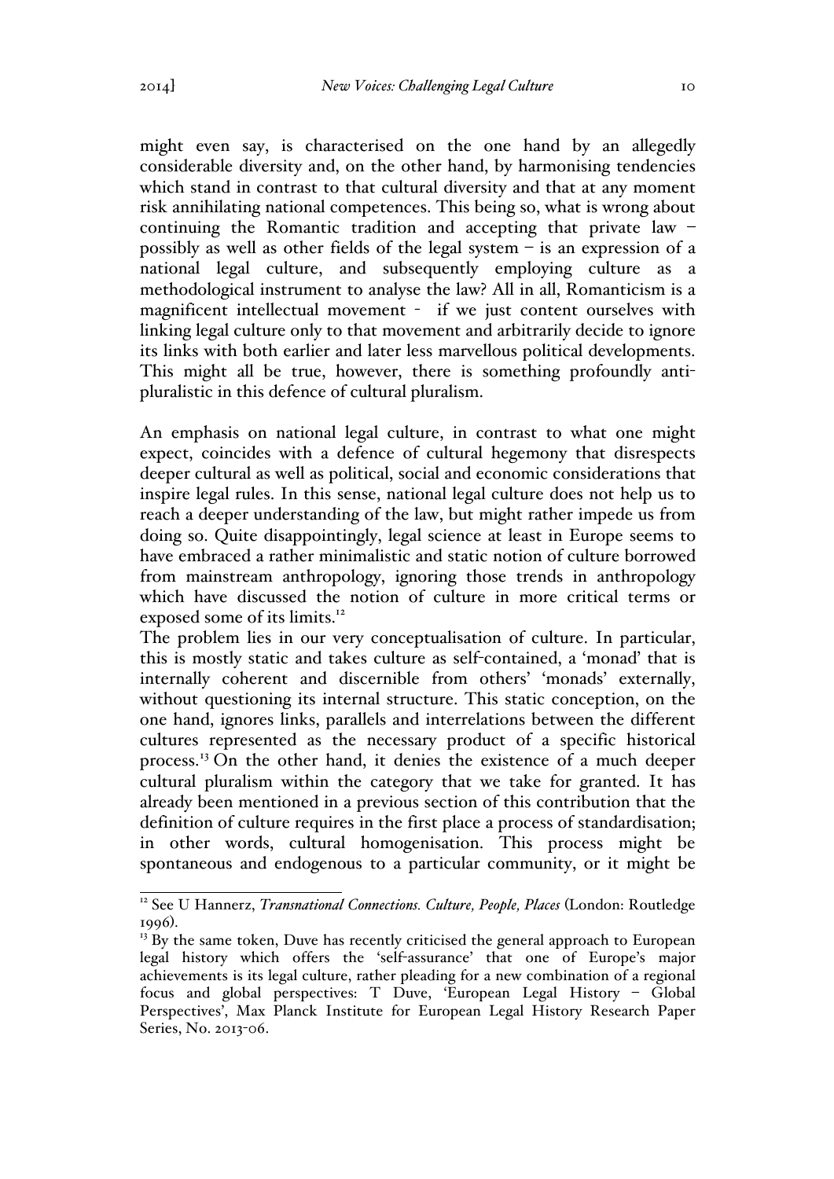might even say, is characterised on the one hand by an allegedly considerable diversity and, on the other hand, by harmonising tendencies which stand in contrast to that cultural diversity and that at any moment risk annihilating national competences. This being so, what is wrong about continuing the Romantic tradition and accepting that private law – possibly as well as other fields of the legal system – is an expression of a national legal culture, and subsequently employing culture as a methodological instrument to analyse the law? All in all, Romanticism is a magnificent intellectual movement - if we just content ourselves with linking legal culture only to that movement and arbitrarily decide to ignore its links with both earlier and later less marvellous political developments. This might all be true, however, there is something profoundly anti-pluralistic in this defence of cultural pluralism.

An emphasis on national legal culture, in contrast to what one might expect, coincides with a defence of cultural hegemony that disrespects deeper cultural as well as political, social and economic considerations that inspire legal rules. In this sense, national legal culture does not help us to reach a deeper understanding of the law, but might rather impede us from doing so. Quite disappointingly, legal science at least in Europe seems to have embraced a rather minimalistic and static notion of culture borrowed from mainstream anthropology, ignoring those trends in anthropology which have discussed the notion of culture in more critical terms or exposed some of its limits.[12]

The problem lies in our very conceptualisation of culture. In particular, this is mostly static and takes culture as self-contained, a 'monad' that is internally coherent and discernible from others' 'monads' externally, without questioning its internal structure. This static conception, on the one hand, ignores links, parallels and interrelations between the different cultures represented as the necessary product of a specific historical process.[13] On the other hand, it denies the existence of a much deeper cultural pluralism within the category that we take for granted. It has already been mentioned in a previous section of this contribution that the definition of culture requires in the first place a process of standardisation; in other words, cultural homogenisation. This process might be spontaneous and endogenous to a particular community, or it might be

---

[12] See U Hannerz, *Transnational Connections. Culture, People, Places* (London: Routledge 1996).

[13] By the same token, Duve has recently criticised the general approach to European legal history which offers the 'self-assurance' that one of Europe's major achievements is its legal culture, rather pleading for a new combination of a regional focus and global perspectives: T Duve, 'European Legal History – Global Perspectives', Max Planck Institute for European Legal History Research Paper Series, No. 2013-06.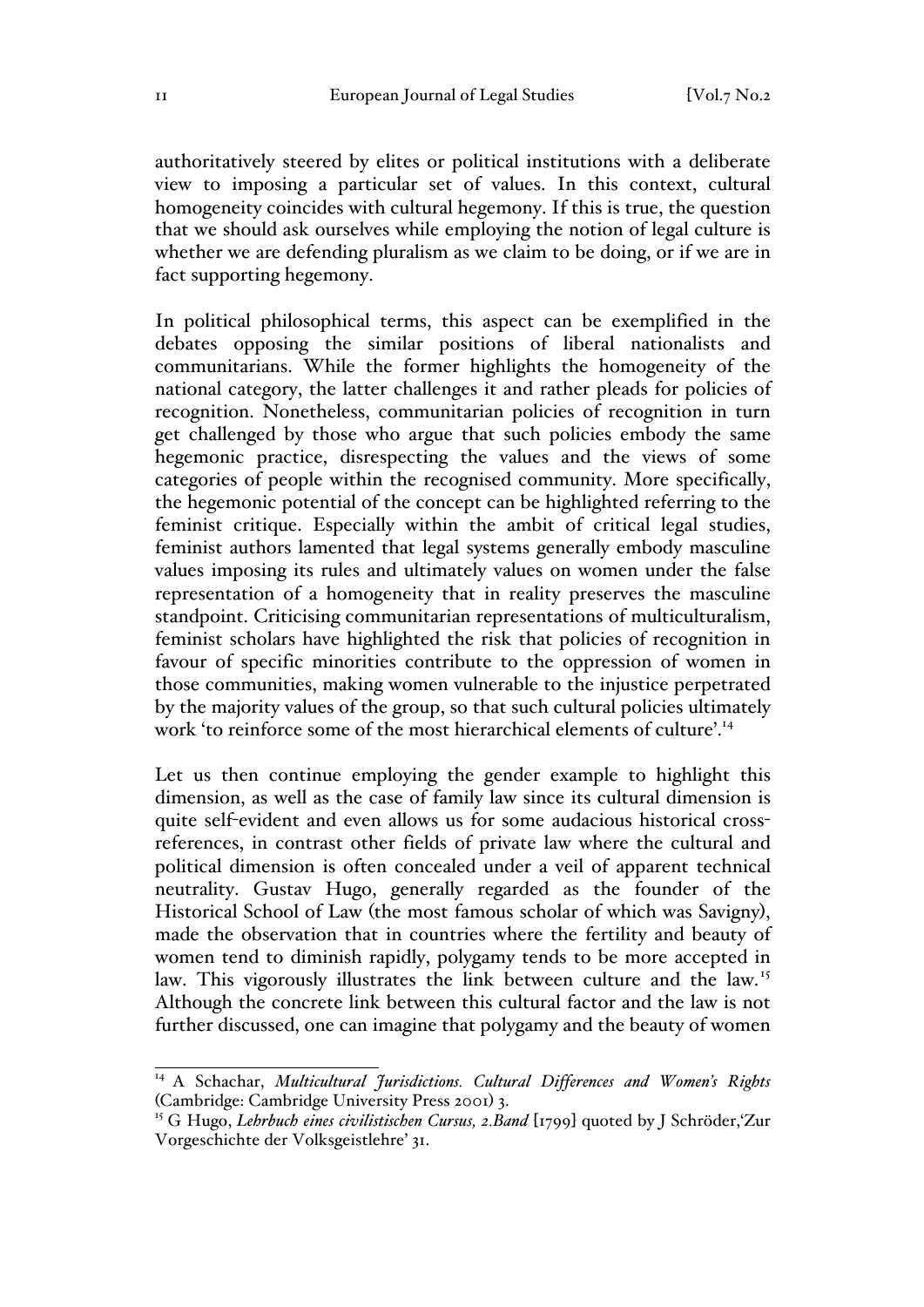authoritatively steered by elites or political institutions with a deliberate view to imposing a particular set of values. In this context, cultural homogeneity coincides with cultural hegemony. If this is true, the question that we should ask ourselves while employing the notion of legal culture is whether we are defending pluralism as we claim to be doing, or if we are in fact supporting hegemony.

In political philosophical terms, this aspect can be exemplified in the debates opposing the similar positions of liberal nationalists and communitarians. While the former highlights the homogeneity of the national category, the latter challenges it and rather pleads for policies of recognition. Nonetheless, communitarian policies of recognition in turn get challenged by those who argue that such policies embody the same hegemonic practice, disrespecting the values and the views of some categories of people within the recognised community. More specifically, the hegemonic potential of the concept can be highlighted referring to the feminist critique. Especially within the ambit of critical legal studies, feminist authors lamented that legal systems generally embody masculine values imposing its rules and ultimately values on women under the false representation of a homogeneity that in reality preserves the masculine standpoint. Criticising communitarian representations of multiculturalism, feminist scholars have highlighted the risk that policies of recognition in favour of specific minorities contribute to the oppression of women in those communities, making women vulnerable to the injustice perpetrated by the majority values of the group, so that such cultural policies ultimately work 'to reinforce some of the most hierarchical elements of culture'.[14]

Let us then continue employing the gender example to highlight this dimension, as well as the case of family law since its cultural dimension is quite self-evident and even allows us for some audacious historical cross-references, in contrast other fields of private law where the cultural and political dimension is often concealed under a veil of apparent technical neutrality. Gustav Hugo, generally regarded as the founder of the Historical School of Law (the most famous scholar of which was Savigny), made the observation that in countries where the fertility and beauty of women tend to diminish rapidly, polygamy tends to be more accepted in law. This vigorously illustrates the link between culture and the law.[15] Although the concrete link between this cultural factor and the law is not further discussed, one can imagine that polygamy and the beauty of women

---

[14] A Schachar, *Multicultural Jurisdictions. Cultural Differences and Women's Rights* (Cambridge: Cambridge University Press 2001) 3.

[15] G Hugo, *Lehrbuch eines civilistischen Cursus, 2.Band* [1799] quoted by J Schröder,'Zur Vorgeschichte der Volksgeistlehre' 31.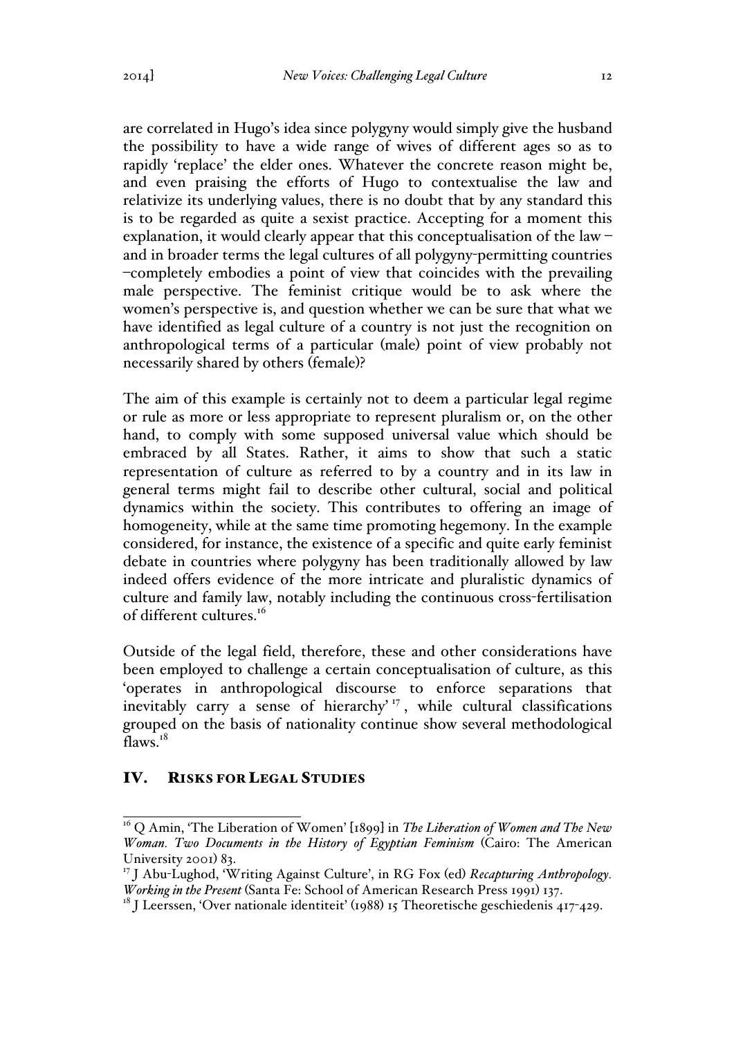are correlated in Hugo's idea since polygyny would simply give the husband the possibility to have a wide range of wives of different ages so as to rapidly 'replace' the elder ones. Whatever the concrete reason might be, and even praising the efforts of Hugo to contextualise the law and relativize its underlying values, there is no doubt that by any standard this is to be regarded as quite a sexist practice. Accepting for a moment this explanation, it would clearly appear that this conceptualisation of the law – and in broader terms the legal cultures of all polygyny-permitting countries –completely embodies a point of view that coincides with the prevailing male perspective. The feminist critique would be to ask where the women's perspective is, and question whether we can be sure that what we have identified as legal culture of a country is not just the recognition on anthropological terms of a particular (male) point of view probably not necessarily shared by others (female)?

The aim of this example is certainly not to deem a particular legal regime or rule as more or less appropriate to represent pluralism or, on the other hand, to comply with some supposed universal value which should be embraced by all States. Rather, it aims to show that such a static representation of culture as referred to by a country and in its law in general terms might fail to describe other cultural, social and political dynamics within the society. This contributes to offering an image of homogeneity, while at the same time promoting hegemony. In the example considered, for instance, the existence of a specific and quite early feminist debate in countries where polygyny has been traditionally allowed by law indeed offers evidence of the more intricate and pluralistic dynamics of culture and family law, notably including the continuous cross-fertilisation of different cultures.[16]

Outside of the legal field, therefore, these and other considerations have been employed to challenge a certain conceptualisation of culture, as this 'operates in anthropological discourse to enforce separations that inevitably carry a sense of hierarchy'[17], while cultural classifications grouped on the basis of nationality continue show several methodological flaws.[18]

## IV. RISKS FOR LEGAL STUDIES

[16] Q Amin, 'The Liberation of Women' [1899] in *The Liberation of Women and The New Woman. Two Documents in the History of Egyptian Feminism* (Cairo: The American University 2001) 83.

[17] J Abu-Lughod, 'Writing Against Culture', in RG Fox (ed) *Recapturing Anthropology. Working in the Present* (Santa Fe: School of American Research Press 1991) 137.

[18] J Leerssen, 'Over nationale identiteit' (1988) 15 Theoretische geschiedenis 417-429.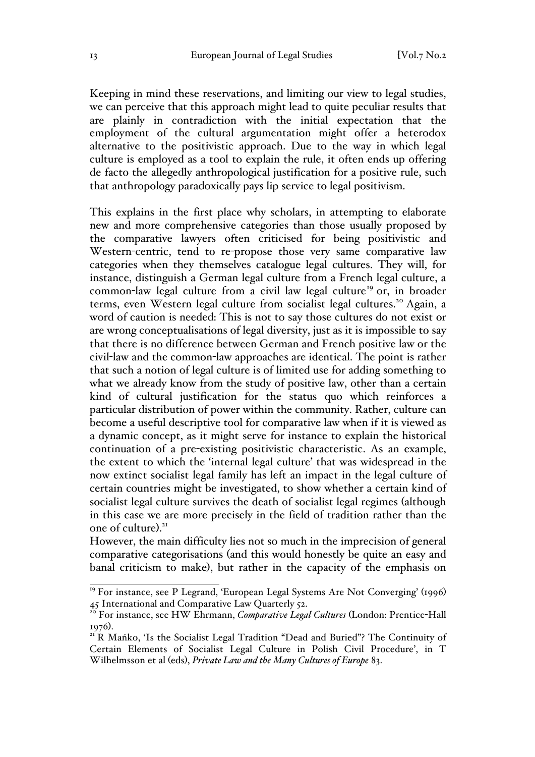Keeping in mind these reservations, and limiting our view to legal studies, we can perceive that this approach might lead to quite peculiar results that are plainly in contradiction with the initial expectation that the employment of the cultural argumentation might offer a heterodox alternative to the positivistic approach. Due to the way in which legal culture is employed as a tool to explain the rule, it often ends up offering de facto the allegedly anthropological justification for a positive rule, such that anthropology paradoxically pays lip service to legal positivism.

This explains in the first place why scholars, in attempting to elaborate new and more comprehensive categories than those usually proposed by the comparative lawyers often criticised for being positivistic and Western-centric, tend to re-propose those very same comparative law categories when they themselves catalogue legal cultures. They will, for instance, distinguish a German legal culture from a French legal culture, a common-law legal culture from a civil law legal culture[19] or, in broader terms, even Western legal culture from socialist legal cultures.[20] Again, a word of caution is needed: This is not to say those cultures do not exist or are wrong conceptualisations of legal diversity, just as it is impossible to say that there is no difference between German and French positive law or the civil-law and the common-law approaches are identical. The point is rather that such a notion of legal culture is of limited use for adding something to what we already know from the study of positive law, other than a certain kind of cultural justification for the status quo which reinforces a particular distribution of power within the community. Rather, culture can become a useful descriptive tool for comparative law when if it is viewed as a dynamic concept, as it might serve for instance to explain the historical continuation of a pre-existing positivistic characteristic. As an example, the extent to which the 'internal legal culture' that was widespread in the now extinct socialist legal family has left an impact in the legal culture of certain countries might be investigated, to show whether a certain kind of socialist legal culture survives the death of socialist legal regimes (although in this case we are more precisely in the field of tradition rather than the one of culture).[21]

However, the main difficulty lies not so much in the imprecision of general comparative categorisations (and this would honestly be quite an easy and banal criticism to make), but rather in the capacity of the emphasis on

---

[19] For instance, see P Legrand, 'European Legal Systems Are Not Converging' (1996) 45 International and Comparative Law Quarterly 52.

[20] For instance, see HW Ehrmann, *Comparative Legal Cultures* (London: Prentice-Hall 1976).

[21] R Mańko, 'Is the Socialist Legal Tradition "Dead and Buried"? The Continuity of Certain Elements of Socialist Legal Culture in Polish Civil Procedure', in T Wilhelmsson et al (eds), *Private Law and the Many Cultures of Europe* 83.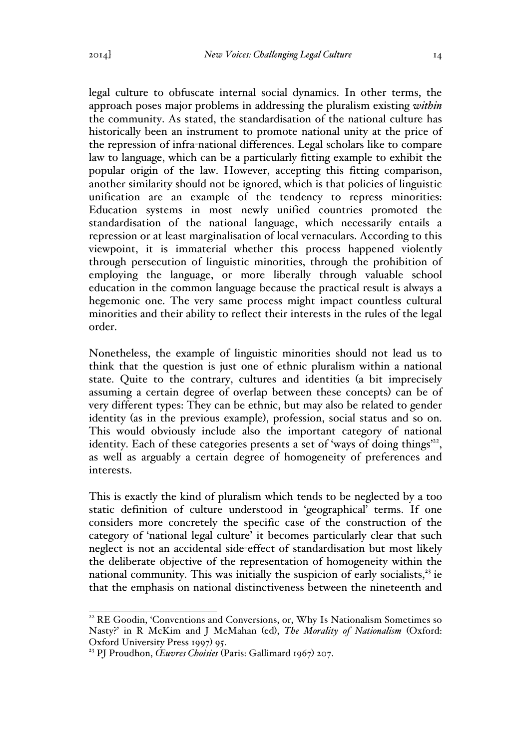legal culture to obfuscate internal social dynamics. In other terms, the approach poses major problems in addressing the pluralism existing *within* the community. As stated, the standardisation of the national culture has historically been an instrument to promote national unity at the price of the repression of infra-national differences. Legal scholars like to compare law to language, which can be a particularly fitting example to exhibit the popular origin of the law. However, accepting this fitting comparison, another similarity should not be ignored, which is that policies of linguistic unification are an example of the tendency to repress minorities: Education systems in most newly unified countries promoted the standardisation of the national language, which necessarily entails a repression or at least marginalisation of local vernaculars. According to this viewpoint, it is immaterial whether this process happened violently through persecution of linguistic minorities, through the prohibition of employing the language, or more liberally through valuable school education in the common language because the practical result is always a hegemonic one. The very same process might impact countless cultural minorities and their ability to reflect their interests in the rules of the legal order.

Nonetheless, the example of linguistic minorities should not lead us to think that the question is just one of ethnic pluralism within a national state. Quite to the contrary, cultures and identities (a bit imprecisely assuming a certain degree of overlap between these concepts) can be of very different types: They can be ethnic, but may also be related to gender identity (as in the previous example), profession, social status and so on. This would obviously include also the important category of national identity. Each of these categories presents a set of 'ways of doing things'[22], as well as arguably a certain degree of homogeneity of preferences and interests.

This is exactly the kind of pluralism which tends to be neglected by a too static definition of culture understood in 'geographical' terms. If one considers more concretely the specific case of the construction of the category of 'national legal culture' it becomes particularly clear that such neglect is not an accidental side-effect of standardisation but most likely the deliberate objective of the representation of homogeneity within the national community. This was initially the suspicion of early socialists,[23] ie that the emphasis on national distinctiveness between the nineteenth and

---

[22] RE Goodin, 'Conventions and Conversions, or, Why Is Nationalism Sometimes so Nasty?' in R McKim and J McMahan (ed), *The Morality of Nationalism* (Oxford: Oxford University Press 1997) 95.

[23] PJ Proudhon, *Œuvres Choisies* (Paris: Gallimard 1967) 207.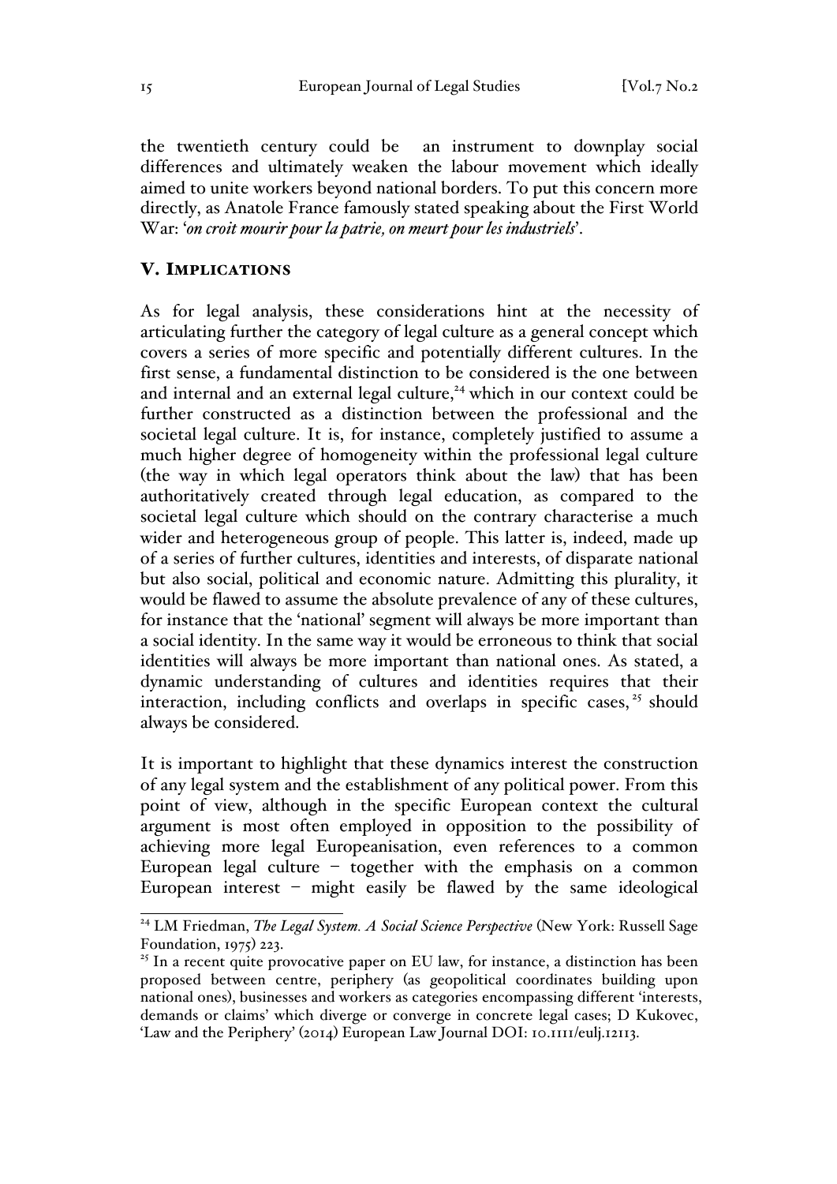the twentieth century could be an instrument to downplay social differences and ultimately weaken the labour movement which ideally aimed to unite workers beyond national borders. To put this concern more directly, as Anatole France famously stated speaking about the First World War: '*on croit mourir pour la patrie, on meurt pour les industriels*'.

## V. Implications

As for legal analysis, these considerations hint at the necessity of articulating further the category of legal culture as a general concept which covers a series of more specific and potentially different cultures. In the first sense, a fundamental distinction to be considered is the one between and internal and an external legal culture,[24] which in our context could be further constructed as a distinction between the professional and the societal legal culture. It is, for instance, completely justified to assume a much higher degree of homogeneity within the professional legal culture (the way in which legal operators think about the law) that has been authoritatively created through legal education, as compared to the societal legal culture which should on the contrary characterise a much wider and heterogeneous group of people. This latter is, indeed, made up of a series of further cultures, identities and interests, of disparate national but also social, political and economic nature. Admitting this plurality, it would be flawed to assume the absolute prevalence of any of these cultures, for instance that the 'national' segment will always be more important than a social identity. In the same way it would be erroneous to think that social identities will always be more important than national ones. As stated, a dynamic understanding of cultures and identities requires that their interaction, including conflicts and overlaps in specific cases,[25] should always be considered.

It is important to highlight that these dynamics interest the construction of any legal system and the establishment of any political power. From this point of view, although in the specific European context the cultural argument is most often employed in opposition to the possibility of achieving more legal Europeanisation, even references to a common European legal culture – together with the emphasis on a common European interest – might easily be flawed by the same ideological

[24] LM Friedman, *The Legal System. A Social Science Perspective* (New York: Russell Sage Foundation, 1975) 223.

[25] In a recent quite provocative paper on EU law, for instance, a distinction has been proposed between centre, periphery (as geopolitical coordinates building upon national ones), businesses and workers as categories encompassing different 'interests, demands or claims' which diverge or converge in concrete legal cases; D Kukovec, 'Law and the Periphery' (2014) European Law Journal DOI: 10.1111/eulj.12113.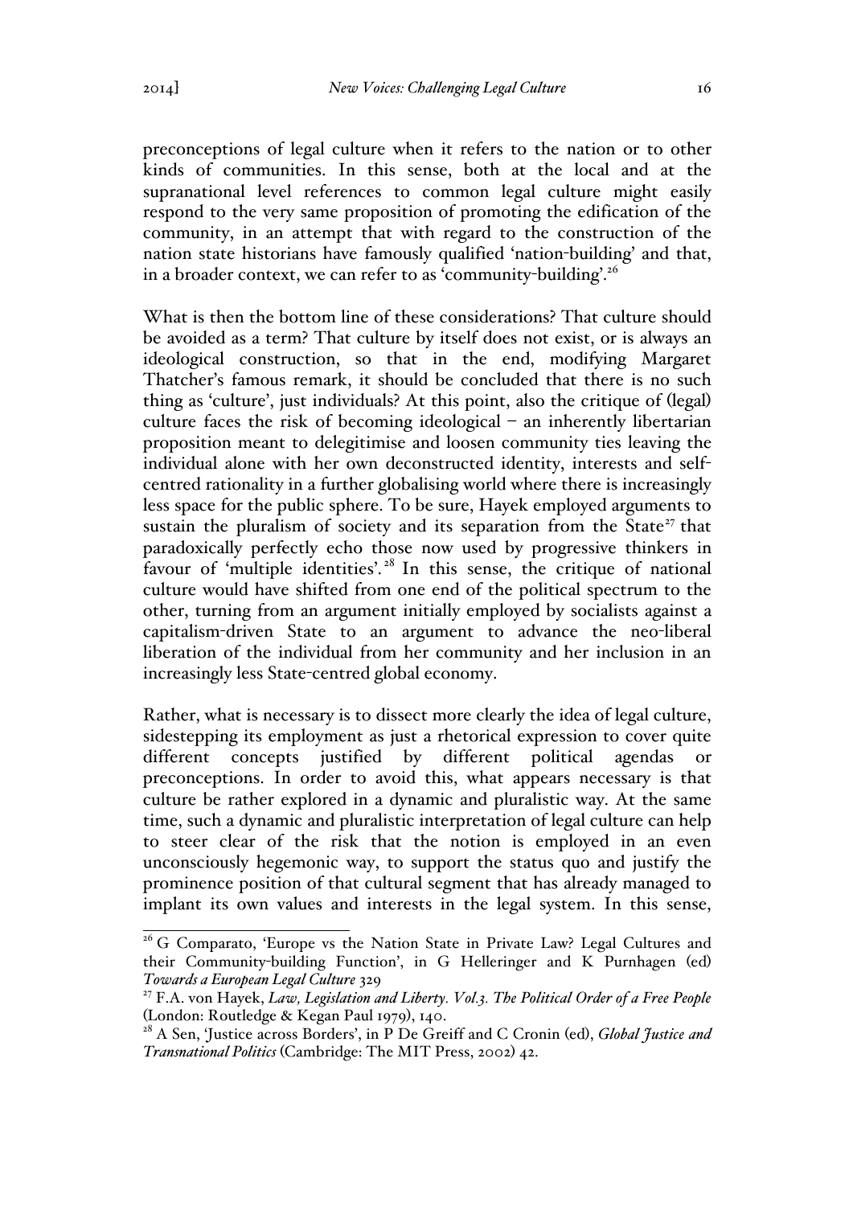preconceptions of legal culture when it refers to the nation or to other kinds of communities. In this sense, both at the local and at the supranational level references to common legal culture might easily respond to the very same proposition of promoting the edification of the community, in an attempt that with regard to the construction of the nation state historians have famously qualified 'nation-building' and that, in a broader context, we can refer to as 'community-building'.[26]

What is then the bottom line of these considerations? That culture should be avoided as a term? That culture by itself does not exist, or is always an ideological construction, so that in the end, modifying Margaret Thatcher's famous remark, it should be concluded that there is no such thing as 'culture', just individuals? At this point, also the critique of (legal) culture faces the risk of becoming ideological – an inherently libertarian proposition meant to delegitimise and loosen community ties leaving the individual alone with her own deconstructed identity, interests and self-centred rationality in a further globalising world where there is increasingly less space for the public sphere. To be sure, Hayek employed arguments to sustain the pluralism of society and its separation from the State[27] that paradoxically perfectly echo those now used by progressive thinkers in favour of 'multiple identities'.[28] In this sense, the critique of national culture would have shifted from one end of the political spectrum to the other, turning from an argument initially employed by socialists against a capitalism-driven State to an argument to advance the neo-liberal liberation of the individual from her community and her inclusion in an increasingly less State-centred global economy.

Rather, what is necessary is to dissect more clearly the idea of legal culture, sidestepping its employment as just a rhetorical expression to cover quite different concepts justified by different political agendas or preconceptions. In order to avoid this, what appears necessary is that culture be rather explored in a dynamic and pluralistic way. At the same time, such a dynamic and pluralistic interpretation of legal culture can help to steer clear of the risk that the notion is employed in an even unconsciously hegemonic way, to support the status quo and justify the prominence position of that cultural segment that has already managed to implant its own values and interests in the legal system. In this sense,

---

[26] G Comparato, 'Europe vs the Nation State in Private Law? Legal Cultures and their Community-building Function', in G Helleringer and K Purnhagen (ed) *Towards a European Legal Culture* 329

[27] F.A. von Hayek, *Law, Legislation and Liberty. Vol.3. The Political Order of a Free People* (London: Routledge & Kegan Paul 1979), 140.

[28] A Sen, 'Justice across Borders', in P De Greiff and C Cronin (ed), *Global Justice and Transnational Politics* (Cambridge: The MIT Press, 2002) 42.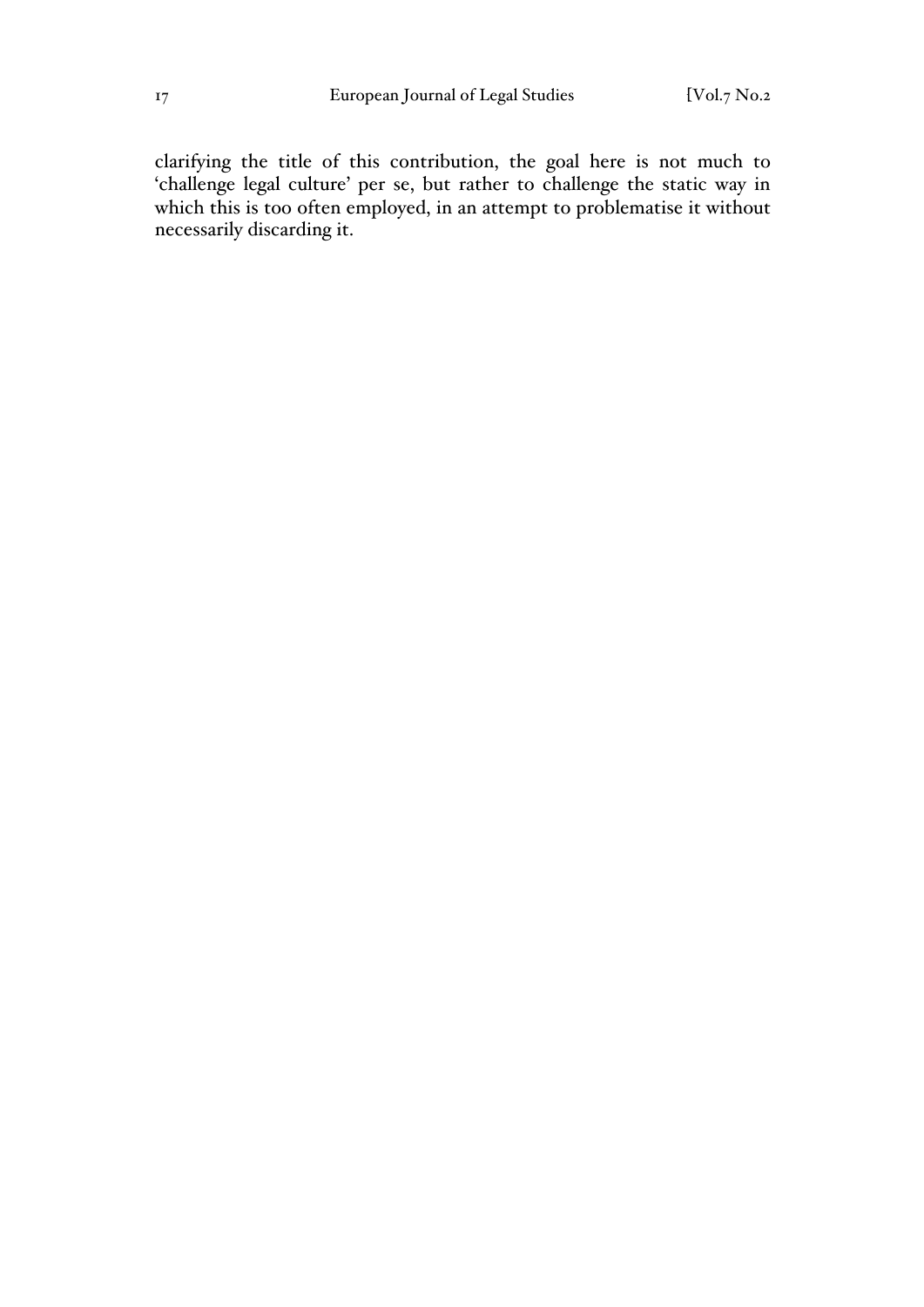clarifying the title of this contribution, the goal here is not much to 'challenge legal culture' per se, but rather to challenge the static way in which this is too often employed, in an attempt to problematise it without necessarily discarding it.